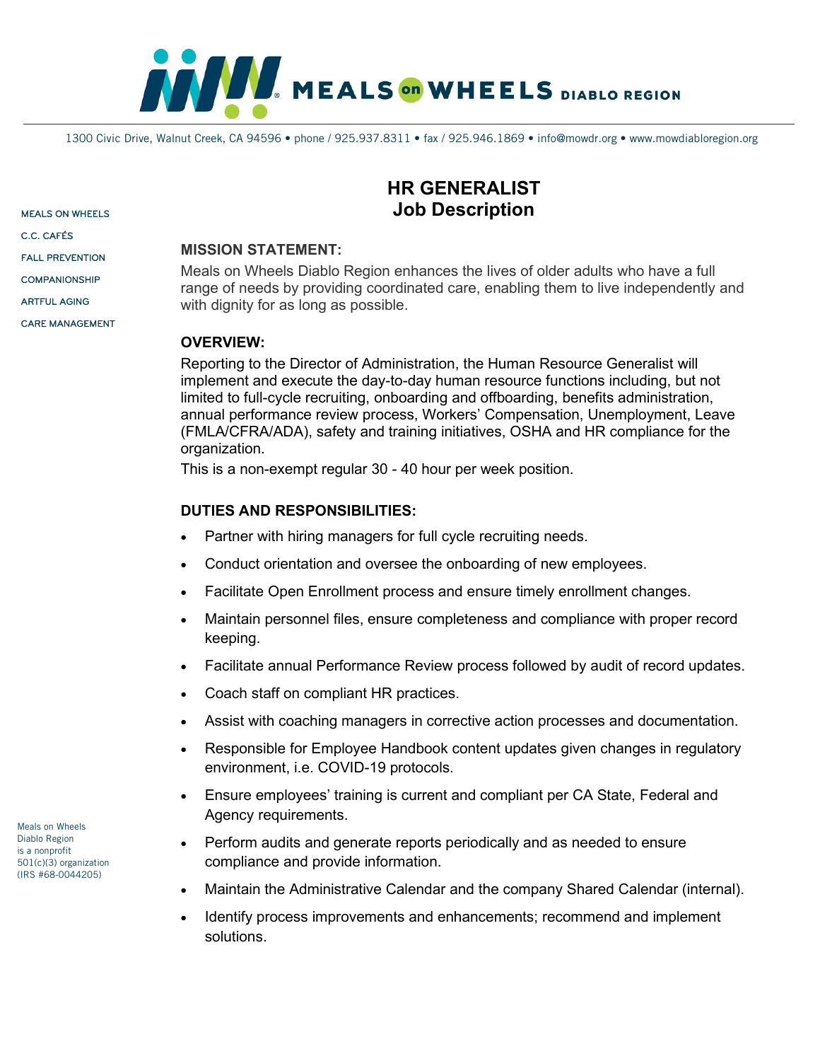# MEALS on WHEELS DIABLO REGION

1300 Civic Drive, Walnut Creek, CA 94596 • phone / 925.937.8311 • fax / 925.946.1869 • info@mowdr.org • www.mowdiabloregion.org

MEALS ON WHEELS
C.C. CAFÉS
FALL PREVENTION
COMPANIONSHIP
ARTFUL AGING
CARE MANAGEMENT

## HR GENERALIST
## Job Description

### MISSION STATEMENT:

Meals on Wheels Diablo Region enhances the lives of older adults who have a full range of needs by providing coordinated care, enabling them to live independently and with dignity for as long as possible.

### OVERVIEW:

Reporting to the Director of Administration, the Human Resource Generalist will implement and execute the day-to-day human resource functions including, but not limited to full-cycle recruiting, onboarding and offboarding, benefits administration, annual performance review process, Workers' Compensation, Unemployment, Leave (FMLA/CFRA/ADA), safety and training initiatives, OSHA and HR compliance for the organization.

This is a non-exempt regular 30 - 40 hour per week position.

### DUTIES AND RESPONSIBILITIES:

- Partner with hiring managers for full cycle recruiting needs.
- Conduct orientation and oversee the onboarding of new employees.
- Facilitate Open Enrollment process and ensure timely enrollment changes.
- Maintain personnel files, ensure completeness and compliance with proper record keeping.
- Facilitate annual Performance Review process followed by audit of record updates.
- Coach staff on compliant HR practices.
- Assist with coaching managers in corrective action processes and documentation.
- Responsible for Employee Handbook content updates given changes in regulatory environment, i.e. COVID-19 protocols.
- Ensure employees' training is current and compliant per CA State, Federal and Agency requirements.
- Perform audits and generate reports periodically and as needed to ensure compliance and provide information.
- Maintain the Administrative Calendar and the company Shared Calendar (internal).
- Identify process improvements and enhancements; recommend and implement solutions.

Meals on Wheels Diablo Region is a nonprofit 501(c)(3) organization (IRS #68-0044205)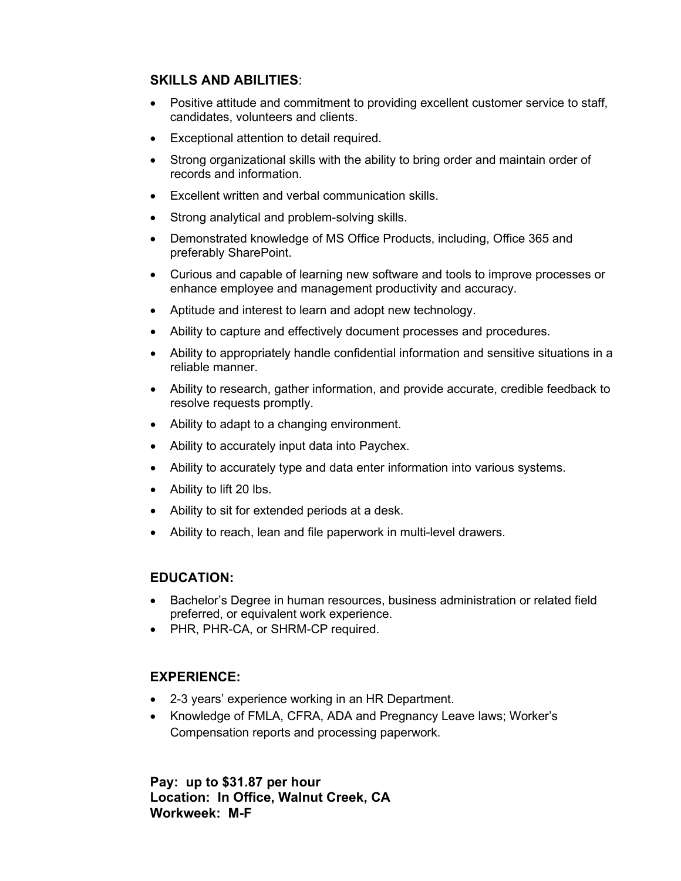## SKILLS AND ABILITIES:

- Positive attitude and commitment to providing excellent customer service to staff, candidates, volunteers and clients.
- Exceptional attention to detail required.
- Strong organizational skills with the ability to bring order and maintain order of records and information.
- Excellent written and verbal communication skills.
- Strong analytical and problem-solving skills.
- Demonstrated knowledge of MS Office Products, including, Office 365 and preferably SharePoint.
- Curious and capable of learning new software and tools to improve processes or enhance employee and management productivity and accuracy.
- Aptitude and interest to learn and adopt new technology.
- Ability to capture and effectively document processes and procedures.
- Ability to appropriately handle confidential information and sensitive situations in a reliable manner.
- Ability to research, gather information, and provide accurate, credible feedback to resolve requests promptly.
- Ability to adapt to a changing environment.
- Ability to accurately input data into Paychex.
- Ability to accurately type and data enter information into various systems.
- Ability to lift 20 lbs.
- Ability to sit for extended periods at a desk.
- Ability to reach, lean and file paperwork in multi-level drawers.

## EDUCATION:

- Bachelor's Degree in human resources, business administration or related field preferred, or equivalent work experience.
- PHR, PHR-CA, or SHRM-CP required.

## EXPERIENCE:

- 2-3 years' experience working in an HR Department.
- Knowledge of FMLA, CFRA, ADA and Pregnancy Leave laws; Worker's Compensation reports and processing paperwork.

**Pay: up to $31.87 per hour**
**Location: In Office, Walnut Creek, CA**
**Workweek: M-F**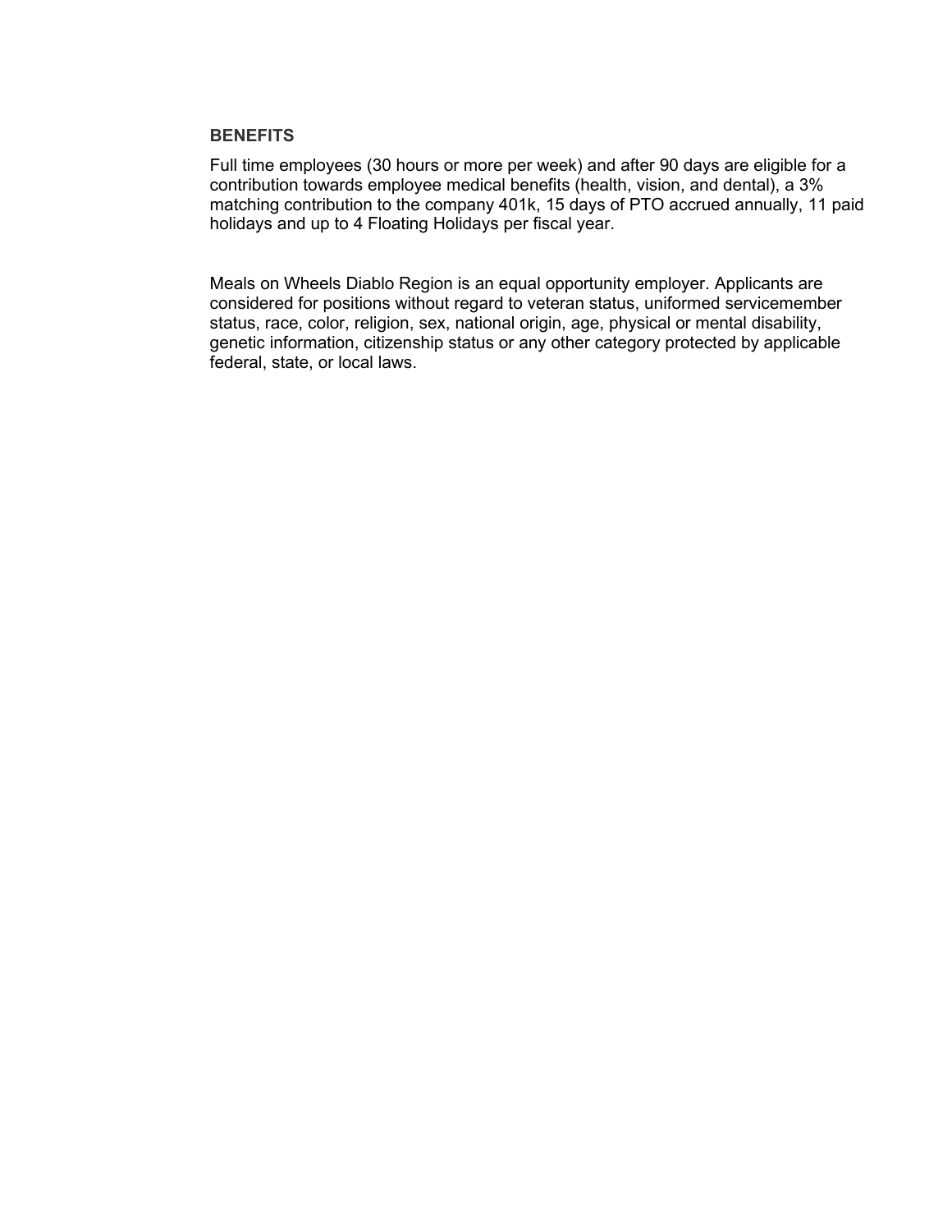## BENEFITS

Full time employees (30 hours or more per week) and after 90 days are eligible for a contribution towards employee medical benefits (health, vision, and dental), a 3% matching contribution to the company 401k, 15 days of PTO accrued annually, 11 paid holidays and up to 4 Floating Holidays per fiscal year.

Meals on Wheels Diablo Region is an equal opportunity employer. Applicants are considered for positions without regard to veteran status, uniformed servicemember status, race, color, religion, sex, national origin, age, physical or mental disability, genetic information, citizenship status or any other category protected by applicable federal, state, or local laws.